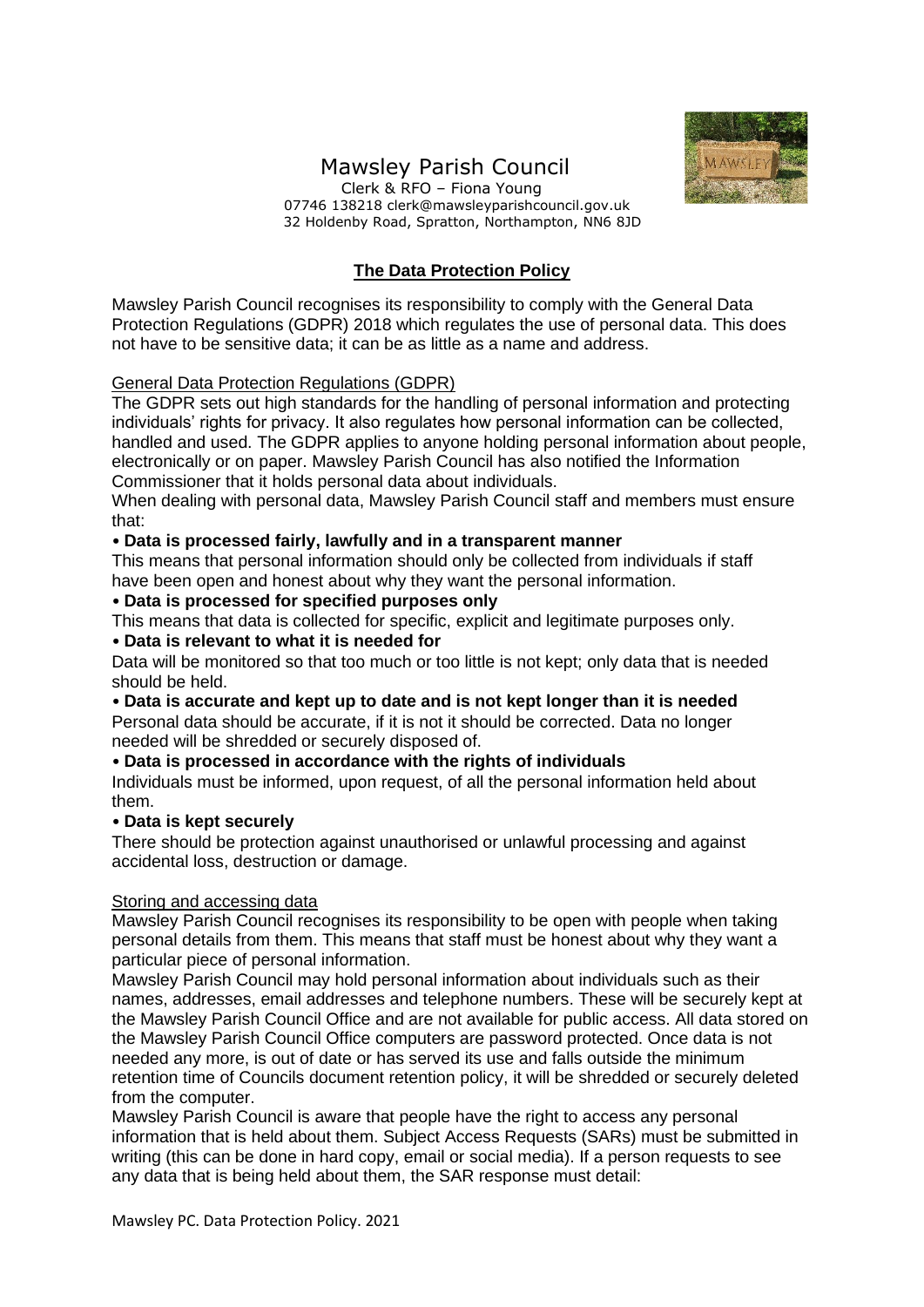# Mawsley Parish Council

Clerk & RFO – Fiona Young
07746 138218 clerk@mawsleyparishcouncil.gov.uk
32 Holdenby Road, Spratton, Northampton, NN6 8JD

## The Data Protection Policy

Mawsley Parish Council recognises its responsibility to comply with the General Data Protection Regulations (GDPR) 2018 which regulates the use of personal data. This does not have to be sensitive data; it can be as little as a name and address.

### General Data Protection Regulations (GDPR)

The GDPR sets out high standards for the handling of personal information and protecting individuals' rights for privacy. It also regulates how personal information can be collected, handled and used. The GDPR applies to anyone holding personal information about people, electronically or on paper. Mawsley Parish Council has also notified the Information Commissioner that it holds personal data about individuals.

When dealing with personal data, Mawsley Parish Council staff and members must ensure that:

- **Data is processed fairly, lawfully and in a transparent manner**
  This means that personal information should only be collected from individuals if staff have been open and honest about why they want the personal information.
- **Data is processed for specified purposes only**
  This means that data is collected for specific, explicit and legitimate purposes only.
- **Data is relevant to what it is needed for**
  Data will be monitored so that too much or too little is not kept; only data that is needed should be held.
- **Data is accurate and kept up to date and is not kept longer than it is needed**
  Personal data should be accurate, if it is not it should be corrected. Data no longer needed will be shredded or securely disposed of.
- **Data is processed in accordance with the rights of individuals**
  Individuals must be informed, upon request, of all the personal information held about them.
- **Data is kept securely**
  There should be protection against unauthorised or unlawful processing and against accidental loss, destruction or damage.

### Storing and accessing data

Mawsley Parish Council recognises its responsibility to be open with people when taking personal details from them. This means that staff must be honest about why they want a particular piece of personal information.

Mawsley Parish Council may hold personal information about individuals such as their names, addresses, email addresses and telephone numbers. These will be securely kept at the Mawsley Parish Council Office and are not available for public access. All data stored on the Mawsley Parish Council Office computers are password protected. Once data is not needed any more, is out of date or has served its use and falls outside the minimum retention time of Councils document retention policy, it will be shredded or securely deleted from the computer.

Mawsley Parish Council is aware that people have the right to access any personal information that is held about them. Subject Access Requests (SARs) must be submitted in writing (this can be done in hard copy, email or social media). If a person requests to see any data that is being held about them, the SAR response must detail: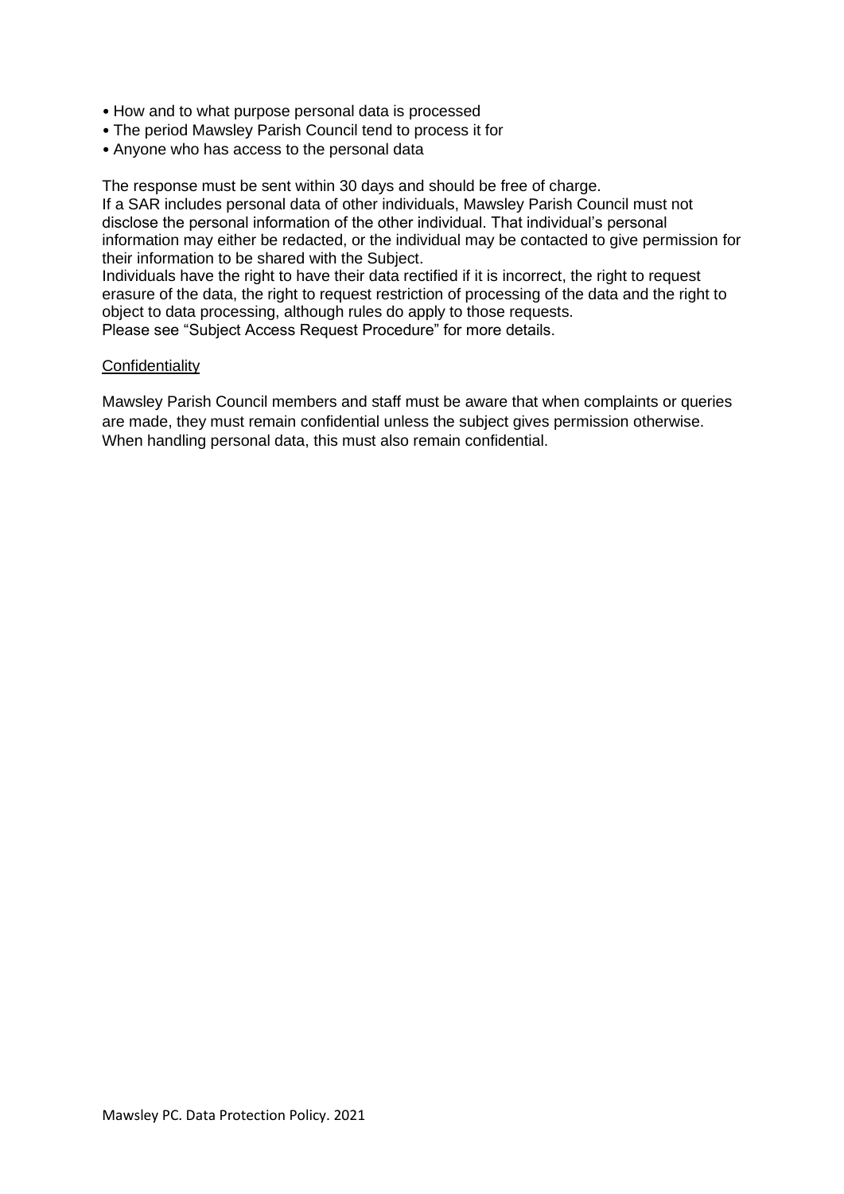- How and to what purpose personal data is processed
- The period Mawsley Parish Council tend to process it for
- Anyone who has access to the personal data

The response must be sent within 30 days and should be free of charge.
If a SAR includes personal data of other individuals, Mawsley Parish Council must not disclose the personal information of the other individual. That individual's personal information may either be redacted, or the individual may be contacted to give permission for their information to be shared with the Subject.
Individuals have the right to have their data rectified if it is incorrect, the right to request erasure of the data, the right to request restriction of processing of the data and the right to object to data processing, although rules do apply to those requests.
Please see "Subject Access Request Procedure" for more details.

Confidentiality

Mawsley Parish Council members and staff must be aware that when complaints or queries are made, they must remain confidential unless the subject gives permission otherwise. When handling personal data, this must also remain confidential.